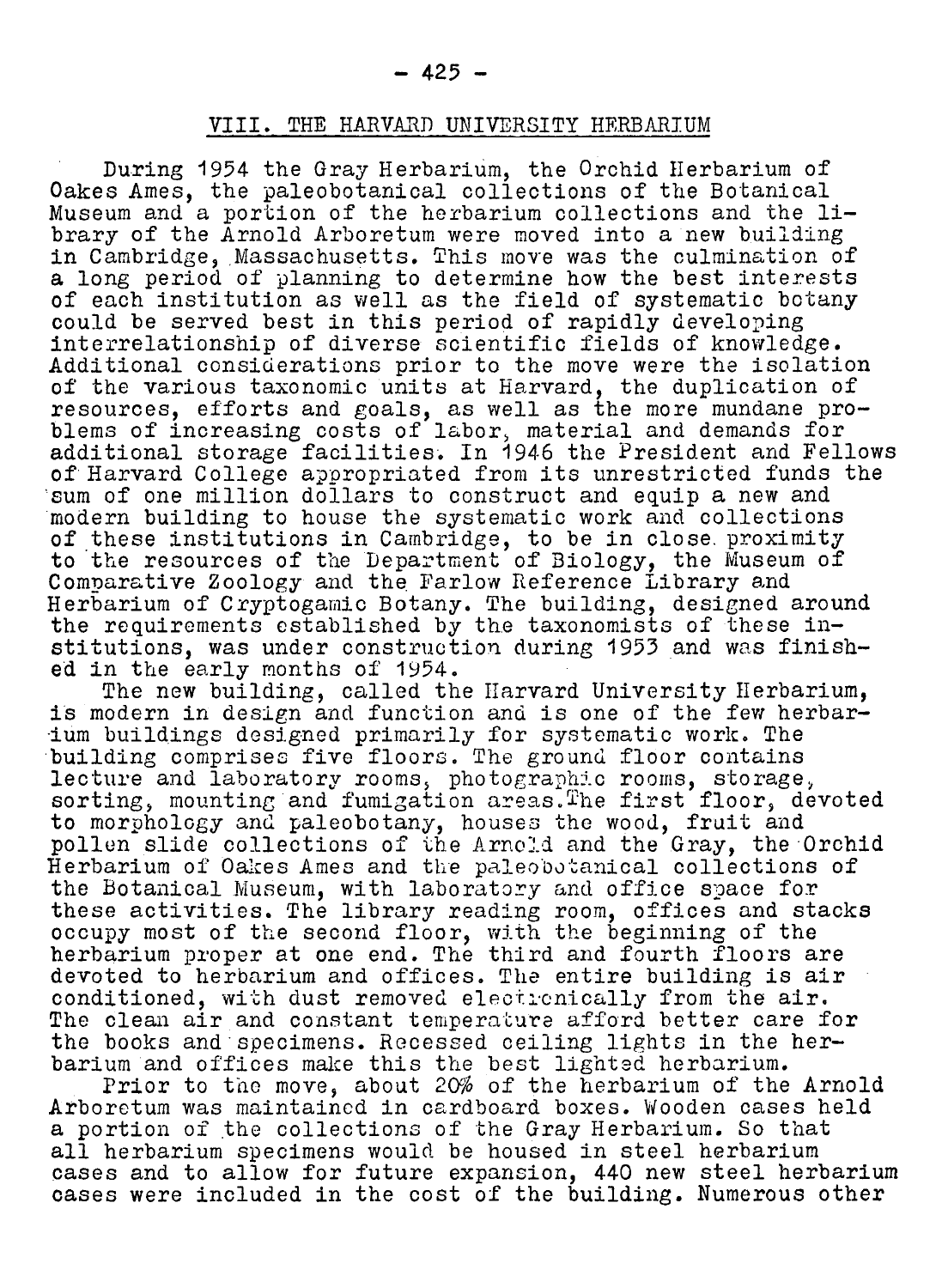## VIII. THE HARVARD UNIVERSITY HERBARIUM

During 1954 the Gray Herbarium, the Orchid Herbarium of Oakes Ames, the paleobotanical collections of the Botanical Museum and a portion of the herbarium collections and the library of the Arnold Arboretum were moved into a new building in Cambridge, Massachusetts. This move was the culmination of a long period of planning to determine how the best interests of each institution as well as the field of systematic botany could be served best in this period of rapidly developing interrelationship of diverse scientific fields of knowledge. Additional considerations prior to the move were the isolation of the various taxonomic units at Harvard, the duplication of resources, efforts and goals, as well as the more mundane problems of increasing costs of labor, material and demands for additional storage facilities. In 1946 the President and Fellows of Harvard College appropriated from its unrestricted funds the sum of one million dollars to construct and equip a new and modern building to house the systematic work and collections of these institutions in Cambridge, to be in close proximity to the resources of the Department of Biology, the Museum of Comparative Zoology and the Farlow Reference Library and Herbarium of Cryptogamic Botany. The building, designed around the requirements established by the taxonomists of these institutions, was under construction during 1953 and was finished in the early months of 1954.

The new building, called the Harvard University Herbarium, is modern in design and function and is one of the few herbarium buildings designed primarily for systematic work. The building comprises five floors. The ground floor contains lecture and laboratory rooms, photographic rooms, storage, sorting, mounting and fumigation areas. The first floor, devoted to morphology and paleobotany, houses the wood, fruit and pollen slide collections of the Arnold and the Gray, the Orchid Herbarium of Oakes Ames and the paleobotanical collections of the Botanical Museum, with laboratory and office space for these activities. The library reading room, offices and stacks occupy most of the second floor, with the beginning of the herbarium proper at one end. The third and fourth floors are devoted to herbarium and offices. The entire building is air conditioned, with dust removed electronically from the air. The clean air and constant temperature afford better care for the books and specimens. Recessed ceiling lights in the herbarium and offices make this the best lighted herbarium.

Prior to the move, about 20% of the herbarium of the Arnold Arboretum was maintained in cardboard boxes. Wooden cases held a portion of the collections of the Gray Herbarium. So that all herbarium specimens would be housed in steel herbarium cases and to allow for future expansion, 440 new steel herbarium cases were included in the cost of the building. Numerous other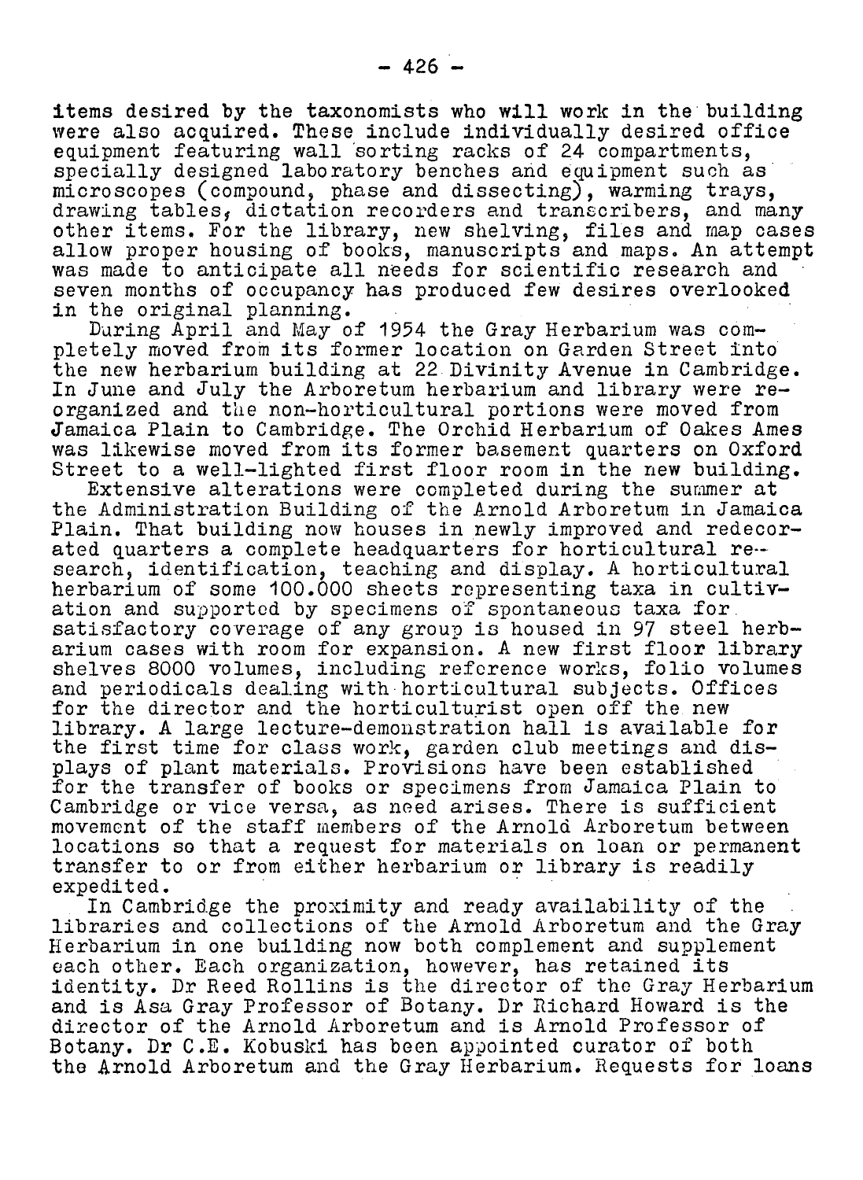items desired by the taxonomists who will work in the building were also acquired. These include individually desired office equipment featuring wall sorting racks of 24 compartments, specially designed laboratory benches and equipment such as microscopes (compound, phase and dissecting), warming trays, drawing tables, dictation recorders and transcribers, and many other items. For the library, new shelving, files and map cases allow proper housing of books, manuscripts and maps. An attempt was made to anticipate all needs for scientific research and seven months of occupancy has produced few desires overlooked in the original planning.

During April and May of 1954 the Gray Herbarium was completely moved from its former location on Garden Street into the new herbarium building at 22 Divinity Avenue in Cambridge. In June and July the Arboretum herbarium and library were reorganized and the non-horticultural portions were moved from Jamaica Plain to Cambridge. The Orchid Herbarium of Oakes Ames was likewise moved from its former basement quarters on Oxford Street to a well-lighted first floor room in the new building.

Extensive alterations were completed during the summer at the Administration Building of the Arnold Arboretum in Jamaica Plain. That building now houses in newly improved and redecorated quarters a complete headquarters for horticultural research, identification, teaching and display. A horticultural herbarium of some 100.000 sheets representing taxa in cultivation and supported by specimens of spontaneous taxa for satisfactory coverage of any group is housed in 97 steel herbarium cases with room for expansion. A new first floor library shelves 8000 volumes, including reference works, folio volumes and periodicals dealing with horticultural subjects. Offices for the director and the horticulturist open off the new library. A large lecture-demonstration hall is available for the first time for class work, garden club meetings and displays of plant materials. Provisions have been established for the transfer of books or specimens from Jamaica Plain to Cambridge or vice versa, as need arises. There is sufficient movement of the staff members of the Arnold Arboretum between locations so that a request for materials on loan or permanent transfer to or from either herbarium or library is readily expedited.

In Cambridge the proximity and ready availability of the libraries and collections of the Arnold Arboretum and the Gray Herbarium in one building now both complement and supplement each other. Each organization, however, has retained its identity. Dr Reed Rollins is the director of the Gray Herbarium and is Asa Gray Professor of Botany. Dr Richard Howard is the director of the Arnold Arboretum and is Arnold Professor of Botany. Dr C.E. Kobuski has been appointed curator of both the Arnold Arboretum and the Gray Herbarium. Requests for loans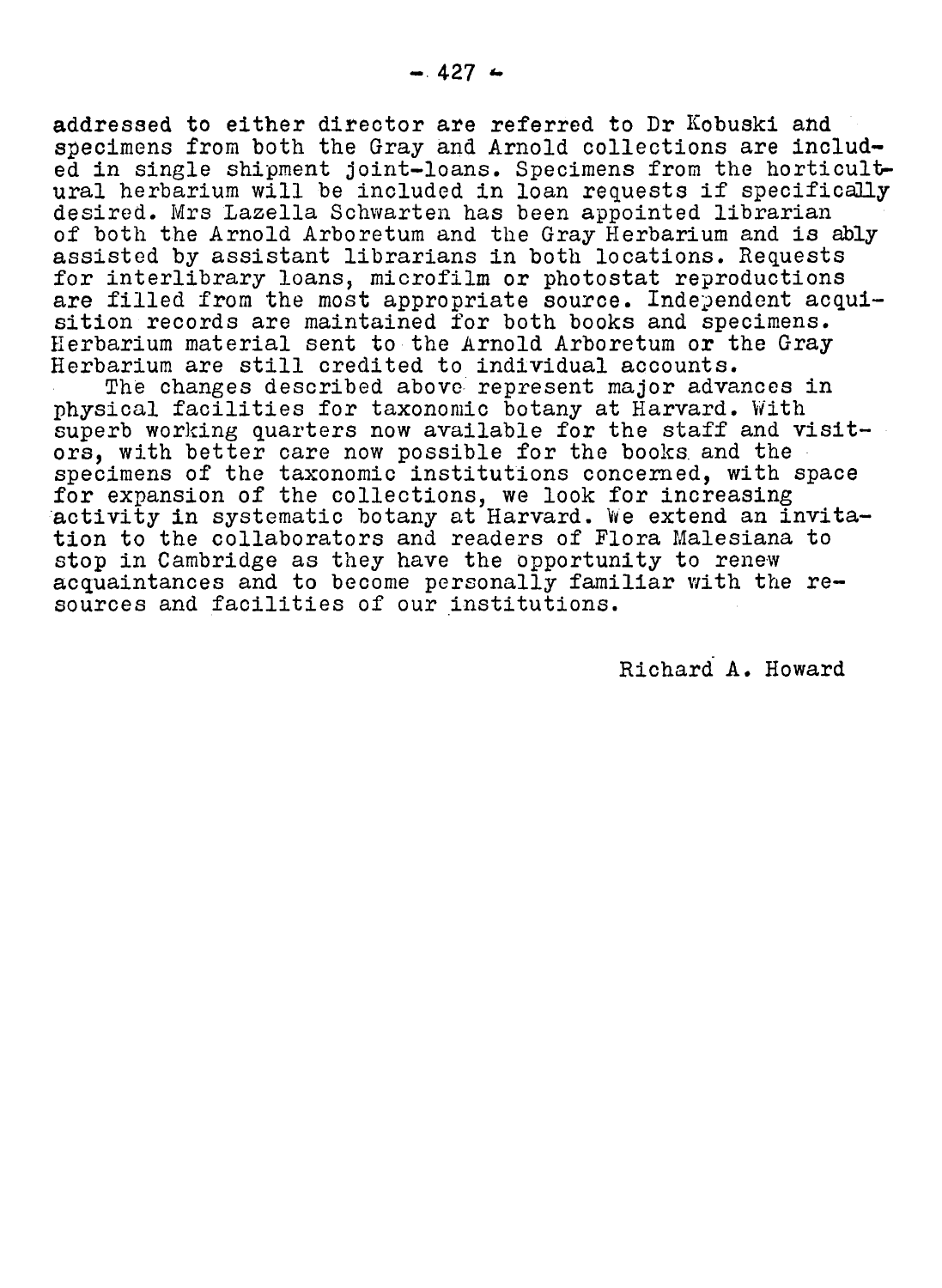addressed to either director are referred to Dr Kobuski and specimens from both the Gray and Arnold collections are included in single shipment joint-loans. Specimens from the horticultural herbarium will be included in loan requests if specifically desired. Mrs Lazella Schwarten has been appointed librarian of both the Arnold Arboretum and the Gray Herbarium and is ably assisted by assistant librarians in both locations. Requests for interlibrary loans, microfilm or photostat reproductions are filled from the most appropriate source. Independent acquisition records are maintained for both books and specimens. Herbarium material sent to the Arnold Arboretum or the Gray Herbarium are still credited to individual accounts.

The changes described above represent major advances in physical facilities for taxonomic botany at Harvard. With superb working quarters now available for the staff and visitors, with better care now possible for the books and the specimens of the taxonomic institutions concerned, with space for expansion of the collections, we look for increasing activity in systematic botany at Harvard. We extend an invitation to the collaborators and readers of Flora Malesiana to stop in Cambridge as they have the opportunity to renew acquaintances and to become personally familiar with the resources and facilities of our institutions.

Richard A. Howard